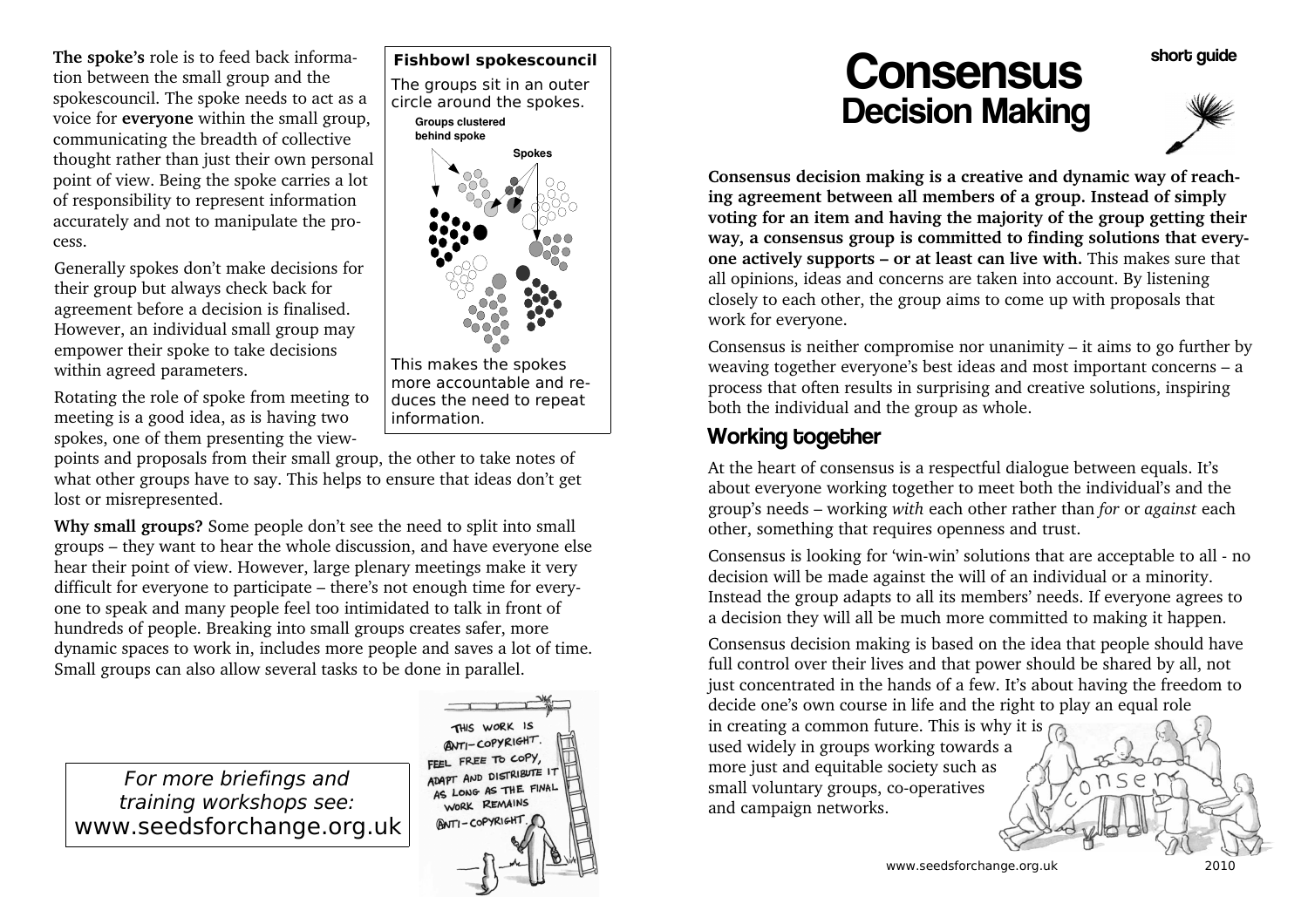**The spoke's** role is to feed back information between the small group and the spokescouncil. The spoke needs to act as a voice for **everyone** within the small group, communicating the breadth of collective thought rather than just their own personal point of view. Being the spoke carries a lot of responsibility to represent information accurately and not to manipulate the process.

Generally spokes don't make decisions for their group but always check back for agreement before a decision is finalised. However, an individual small group may empower their spoke to take decisions within agreed parameters.

Rotating the role of spoke from meeting to meeting is a good idea, as is having two spokes, one of them presenting the viewpoints and proposals from their small group, the other to take notes of what other groups have to say. This helps to ensure that ideas don't get lost or misrepresented.

**Fishbowl spokescouncil**

The groups sit in an outer circle around the spokes.

Groups clustered behind spoke

Spokes

This makes the spokes more accountable and reduces the need to repeat information.

**Why small groups?** Some people don't see the need to split into small groups – they want to hear the whole discussion, and have everyone else hear their point of view. However, large plenary meetings make it very difficult for everyone to participate – there's not enough time for everyone to speak and many people feel too intimidated to talk in front of hundreds of people. Breaking into small groups creates safer, more dynamic spaces to work in, includes more people and saves a lot of time. Small groups can also allow several tasks to be done in parallel.

*For more briefings and training workshops see:*
www.seedsforchange.org.uk

THIS WORK IS ANTI-COPYRIGHT. FEEL FREE TO COPY, ADAPT AND DISTRIBUTE IT AS LONG AS THE FINAL WORK REMAINS ANTI-COPYRIGHT.

# Consensus Decision Making

short guide

**Consensus decision making is a creative and dynamic way of reaching agreement between all members of a group. Instead of simply voting for an item and having the majority of the group getting their way, a consensus group is committed to finding solutions that everyone actively supports – or at least can live with.** This makes sure that all opinions, ideas and concerns are taken into account. By listening closely to each other, the group aims to come up with proposals that work for everyone.

Consensus is neither compromise nor unanimity – it aims to go further by weaving together everyone's best ideas and most important concerns – a process that often results in surprising and creative solutions, inspiring both the individual and the group as whole.

## Working together

At the heart of consensus is a respectful dialogue between equals. It's about everyone working together to meet both the individual's and the group's needs – working *with* each other rather than *for* or *against* each other, something that requires openness and trust.

Consensus is looking for 'win-win' solutions that are acceptable to all - no decision will be made against the will of an individual or a minority. Instead the group adapts to all its members' needs. If everyone agrees to a decision they will all be much more committed to making it happen.

Consensus decision making is based on the idea that people should have full control over their lives and that power should be shared by all, not just concentrated in the hands of a few. It's about having the freedom to decide one's own course in life and the right to play an equal role in creating a common future. This is why it is used widely in groups working towards a more just and equitable society such as small voluntary groups, co-operatives and campaign networks.

www.seedsforchange.org.uk 2010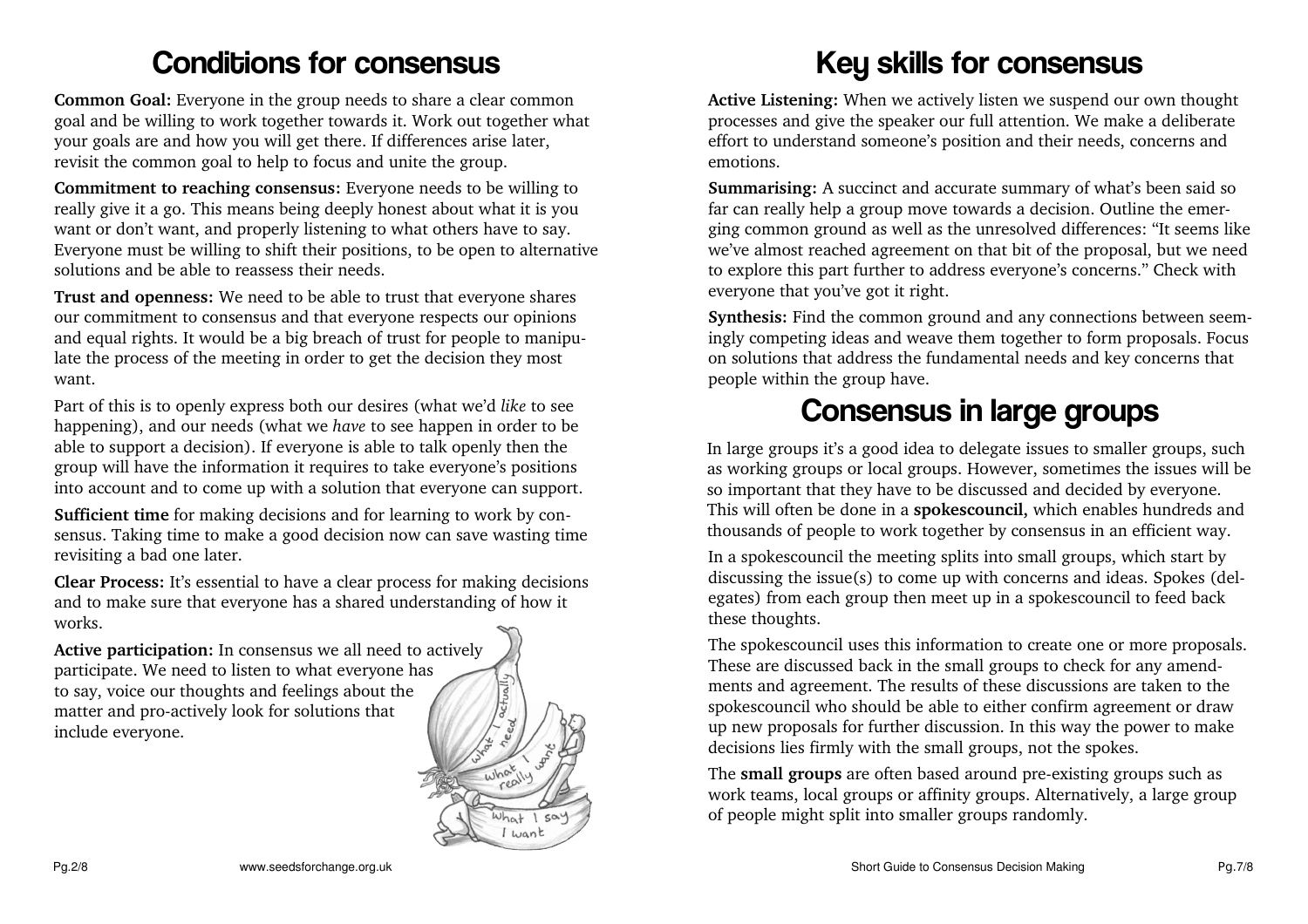# Conditions for consensus

**Common Goal:** Everyone in the group needs to share a clear common goal and be willing to work together towards it. Work out together what your goals are and how you will get there. If differences arise later, revisit the common goal to help to focus and unite the group.

**Commitment to reaching consensus:** Everyone needs to be willing to really give it a go. This means being deeply honest about what it is you want or don't want, and properly listening to what others have to say. Everyone must be willing to shift their positions, to be open to alternative solutions and be able to reassess their needs.

**Trust and openness:** We need to be able to trust that everyone shares our commitment to consensus and that everyone respects our opinions and equal rights. It would be a big breach of trust for people to manipulate the process of the meeting in order to get the decision they most want.

Part of this is to openly express both our desires (what we'd *like* to see happening), and our needs (what we *have* to see happen in order to be able to support a decision). If everyone is able to talk openly then the group will have the information it requires to take everyone's positions into account and to come up with a solution that everyone can support.

**Sufficient time** for making decisions and for learning to work by consensus. Taking time to make a good decision now can save wasting time revisiting a bad one later.

**Clear Process:** It's essential to have a clear process for making decisions and to make sure that everyone has a shared understanding of how it works.

**Active participation:** In consensus we all need to actively participate. We need to listen to what everyone has to say, voice our thoughts and feelings about the matter and pro-actively look for solutions that include everyone.

# Key skills for consensus

**Active Listening:** When we actively listen we suspend our own thought processes and give the speaker our full attention. We make a deliberate effort to understand someone's position and their needs, concerns and emotions.

**Summarising:** A succinct and accurate summary of what's been said so far can really help a group move towards a decision. Outline the emerging common ground as well as the unresolved differences: "It seems like we've almost reached agreement on that bit of the proposal, but we need to explore this part further to address everyone's concerns." Check with everyone that you've got it right.

**Synthesis:** Find the common ground and any connections between seemingly competing ideas and weave them together to form proposals. Focus on solutions that address the fundamental needs and key concerns that people within the group have.

# Consensus in large groups

In large groups it's a good idea to delegate issues to smaller groups, such as working groups or local groups. However, sometimes the issues will be so important that they have to be discussed and decided by everyone. This will often be done in a **spokescouncil,** which enables hundreds and thousands of people to work together by consensus in an efficient way.

In a spokescouncil the meeting splits into small groups, which start by discussing the issue(s) to come up with concerns and ideas. Spokes (delegates) from each group then meet up in a spokescouncil to feed back these thoughts.

The spokescouncil uses this information to create one or more proposals. These are discussed back in the small groups to check for any amendments and agreement. The results of these discussions are taken to the spokescouncil who should be able to either confirm agreement or draw up new proposals for further discussion. In this way the power to make decisions lies firmly with the small groups, not the spokes.

The **small groups** are often based around pre-existing groups such as work teams, local groups or affinity groups. Alternatively, a large group of people might split into smaller groups randomly.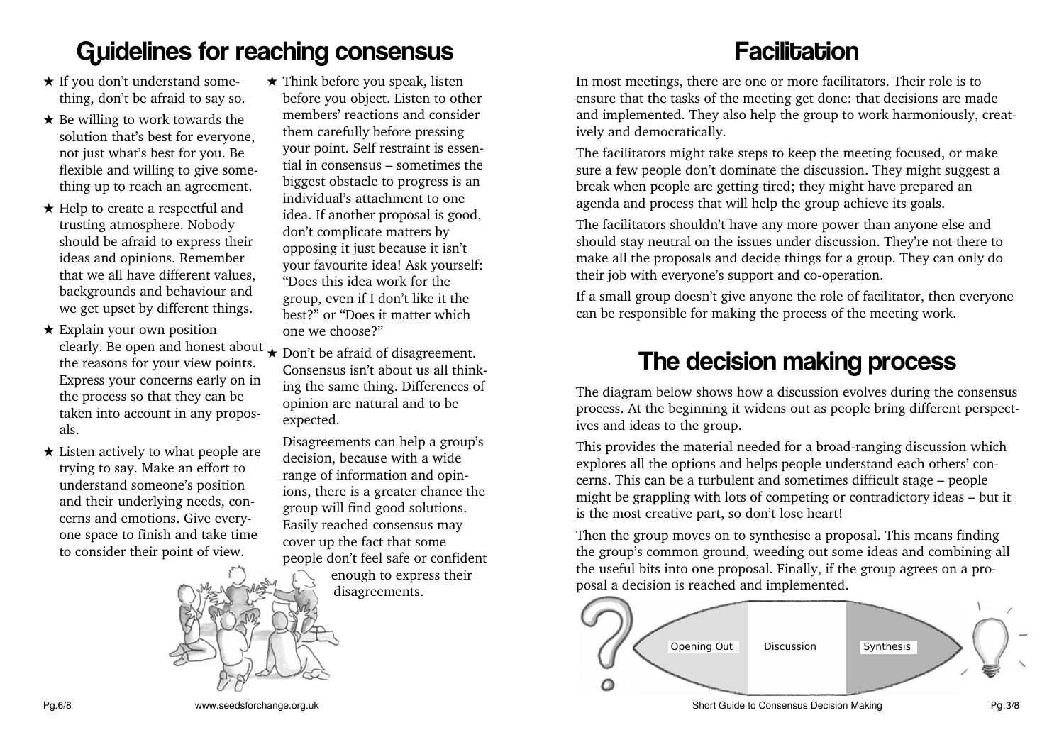# Guidelines for reaching consensus

- ★ If you don't understand something, don't be afraid to say so.
- ★ Be willing to work towards the solution that's best for everyone, not just what's best for you. Be flexible and willing to give something up to reach an agreement.
- ★ Help to create a respectful and trusting atmosphere. Nobody should be afraid to express their ideas and opinions. Remember that we all have different values, backgrounds and behaviour and we get upset by different things.
- ★ Explain your own position clearly. Be open and honest about the reasons for your view points. Express your concerns early on in the process so that they can be taken into account in any proposals.
- ★ Listen actively to what people are trying to say. Make an effort to understand someone's position and their underlying needs, concerns and emotions. Give everyone space to finish and take time to consider their point of view.
- ★ Think before you speak, listen before you object. Listen to other members' reactions and consider them carefully before pressing your point. Self restraint is essential in consensus – sometimes the biggest obstacle to progress is an individual's attachment to one idea. If another proposal is good, don't complicate matters by opposing it just because it isn't your favourite idea! Ask yourself: "Does this idea work for the group, even if I don't like it the best?" or "Does it matter which one we choose?"
- ★ Don't be afraid of disagreement. Consensus isn't about us all thinking the same thing. Differences of opinion are natural and to be expected.

  Disagreements can help a group's decision, because with a wide range of information and opinions, there is a greater chance the group will find good solutions. Easily reached consensus may cover up the fact that some people don't feel safe or confident enough to express their disagreements.

# Facilitation

In most meetings, there are one or more facilitators. Their role is to ensure that the tasks of the meeting get done: that decisions are made and implemented. They also help the group to work harmoniously, creatively and democratically.

The facilitators might take steps to keep the meeting focused, or make sure a few people don't dominate the discussion. They might suggest a break when people are getting tired; they might have prepared an agenda and process that will help the group achieve its goals.

The facilitators shouldn't have any more power than anyone else and should stay neutral on the issues under discussion. They're not there to make all the proposals and decide things for a group. They can only do their job with everyone's support and co-operation.

If a small group doesn't give anyone the role of facilitator, then everyone can be responsible for making the process of the meeting work.

# The decision making process

The diagram below shows how a discussion evolves during the consensus process. At the beginning it widens out as people bring different perspectives and ideas to the group.

This provides the material needed for a broad-ranging discussion which explores all the options and helps people understand each others' concerns. This can be a turbulent and sometimes difficult stage – people might be grappling with lots of competing or contradictory ideas – but it is the most creative part, so don't lose heart!

Then the group moves on to synthesise a proposal. This means finding the group's common ground, weeding out some ideas and combining all the useful bits into one proposal. Finally, if the group agrees on a proposal a decision is reached and implemented.

Opening Out — Discussion — Synthesis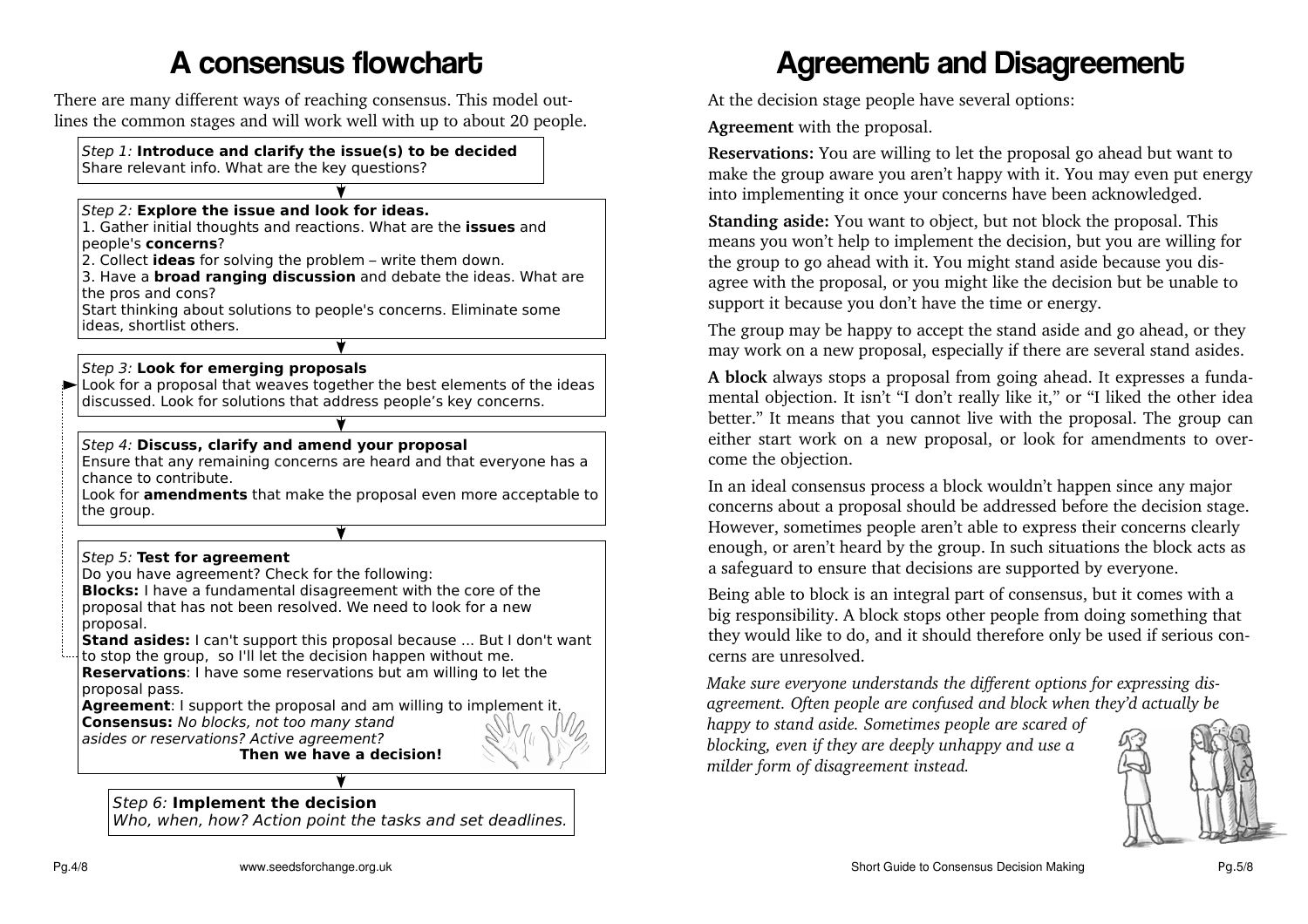# A consensus flowchart

There are many different ways of reaching consensus. This model outlines the common stages and will work well with up to about 20 people.

*Step 1:* **Introduce and clarify the issue(s) to be decided**
Share relevant info. What are the key questions?

*Step 2:* **Explore the issue and look for ideas.**
1. Gather initial thoughts and reactions. What are the **issues** and people's **concerns**?
2. Collect **ideas** for solving the problem – write them down.
3. Have a **broad ranging discussion** and debate the ideas. What are the pros and cons?
Start thinking about solutions to people's concerns. Eliminate some ideas, shortlist others.

*Step 3:* **Look for emerging proposals**
Look for a proposal that weaves together the best elements of the ideas discussed. Look for solutions that address people's key concerns.

*Step 4:* **Discuss, clarify and amend your proposal**
Ensure that any remaining concerns are heard and that everyone has a chance to contribute.
Look for **amendments** that make the proposal even more acceptable to the group.

*Step 5:* **Test for agreement**
Do you have agreement? Check for the following:
**Blocks:** I have a fundamental disagreement with the core of the proposal that has not been resolved. We need to look for a new proposal.
**Stand asides:** I can't support this proposal because ... But I don't want to stop the group, so I'll let the decision happen without me.
**Reservations**: I have some reservations but am willing to let the proposal pass.
**Agreement**: I support the proposal and am willing to implement it.
**Consensus:** *No blocks, not too many stand asides or reservations? Active agreement?*
**Then we have a decision!**

*Step 6:* **Implement the decision**
*Who, when, how? Action point the tasks and set deadlines.*

# Agreement and Disagreement

At the decision stage people have several options:

**Agreement** with the proposal.

**Reservations:** You are willing to let the proposal go ahead but want to make the group aware you aren't happy with it. You may even put energy into implementing it once your concerns have been acknowledged.

**Standing aside:** You want to object, but not block the proposal. This means you won't help to implement the decision, but you are willing for the group to go ahead with it. You might stand aside because you disagree with the proposal, or you might like the decision but be unable to support it because you don't have the time or energy.

The group may be happy to accept the stand aside and go ahead, or they may work on a new proposal, especially if there are several stand asides.

**A block** always stops a proposal from going ahead. It expresses a fundamental objection. It isn't "I don't really like it," or "I liked the other idea better." It means that you cannot live with the proposal. The group can either start work on a new proposal, or look for amendments to overcome the objection.

In an ideal consensus process a block wouldn't happen since any major concerns about a proposal should be addressed before the decision stage. However, sometimes people aren't able to express their concerns clearly enough, or aren't heard by the group. In such situations the block acts as a safeguard to ensure that decisions are supported by everyone.

Being able to block is an integral part of consensus, but it comes with a big responsibility. A block stops other people from doing something that they would like to do, and it should therefore only be used if serious concerns are unresolved.

*Make sure everyone understands the different options for expressing disagreement. Often people are confused and block when they'd actually be happy to stand aside. Sometimes people are scared of blocking, even if they are deeply unhappy and use a milder form of disagreement instead.*